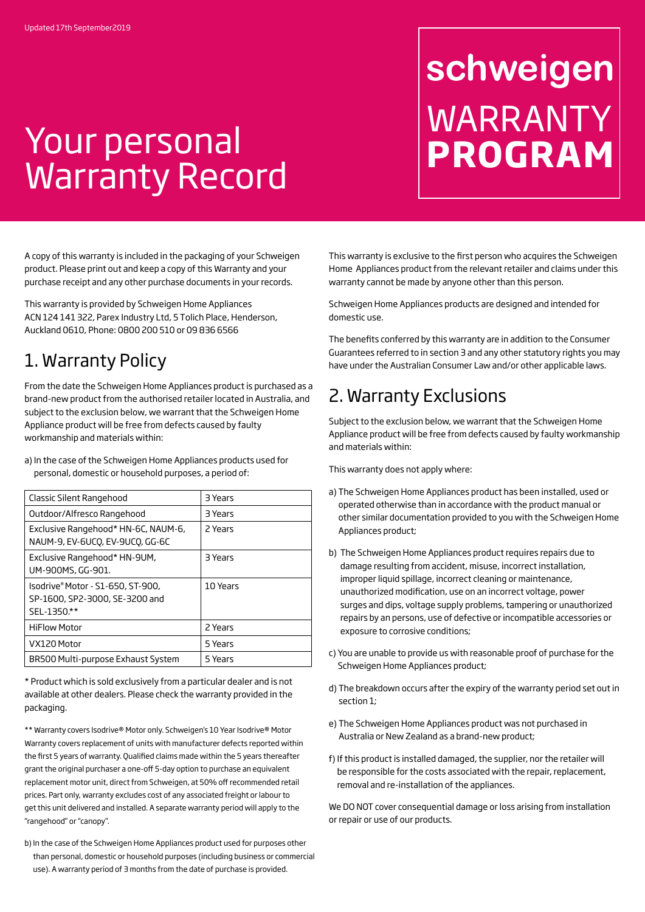Updated 17th September2019

# schweigen WARRANTY **PROGRAM**

# Your personal Warranty Record

A copy of this warranty is included in the packaging of your Schweigen product. Please print out and keep a copy of this Warranty and your purchase receipt and any other purchase documents in your records.

This warranty is provided by Schweigen Home Appliances ACN 124 141 322, Parex Industry Ltd, 5 Tolich Place, Henderson, Auckland 0610, Phone: 0800 200 510 or 09 836 6566

## 1. Warranty Policy

From the date the Schweigen Home Appliances product is purchased as a brand-new product from the authorised retailer located in Australia, and subject to the exclusion below, we warrant that the Schweigen Home Appliance product will be free from defects caused by faulty workmanship and materials within:

a) In the case of the Schweigen Home Appliances products used for personal, domestic or household purposes, a period of:

| Classic Silent Rangehood | 3 Years |
|---|---|
| Outdoor/Alfresco Rangehood | 3 Years |
| Exclusive Rangehood* HN-6C, NAUM-6, NAUM-9, EV-6UCQ, EV-9UCQ, GG-6C | 2 Years |
| Exclusive Rangehood* HN-9UM, UM-900MS, GG-901. | 3 Years |
| Isodrive® Motor - S1-650, ST-900, SP-1600, SP2-3000, SE-3200 and SEL-1350.** | 10 Years |
| HiFlow Motor | 2 Years |
| VX120 Motor | 5 Years |
| BR500 Multi-purpose Exhaust System | 5 Years |

* Product which is sold exclusively from a particular dealer and is not available at other dealers. Please check the warranty provided in the packaging.

** Warranty covers Isodrive® Motor only. Schweigen's 10 Year Isodrive® Motor Warranty covers replacement of units with manufacturer defects reported within the first 5 years of warranty. Qualified claims made within the 5 years thereafter grant the original purchaser a one-off 5-day option to purchase an equivalent replacement motor unit, direct from Schweigen, at 50% off recommended retail prices. Part only, warranty excludes cost of any associated freight or labour to get this unit delivered and installed. A separate warranty period will apply to the "rangehood" or "canopy".

b) In the case of the Schweigen Home Appliances product used for purposes other than personal, domestic or household purposes (including business or commercial use). A warranty period of 3 months from the date of purchase is provided.

This warranty is exclusive to the first person who acquires the Schweigen Home Appliances product from the relevant retailer and claims under this warranty cannot be made by anyone other than this person.

Schweigen Home Appliances products are designed and intended for domestic use.

The benefits conferred by this warranty are in addition to the Consumer Guarantees referred to in section 3 and any other statutory rights you may have under the Australian Consumer Law and/or other applicable laws.

## 2. Warranty Exclusions

Subject to the exclusion below, we warrant that the Schweigen Home Appliance product will be free from defects caused by faulty workmanship and materials within:

This warranty does not apply where:

a) The Schweigen Home Appliances product has been installed, used or operated otherwise than in accordance with the product manual or other similar documentation provided to you with the Schweigen Home Appliances product;

b) The Schweigen Home Appliances product requires repairs due to damage resulting from accident, misuse, incorrect installation, improper liquid spillage, incorrect cleaning or maintenance, unauthorized modification, use on an incorrect voltage, power surges and dips, voltage supply problems, tampering or unauthorized repairs by an persons, use of defective or incompatible accessories or exposure to corrosive conditions;

c) You are unable to provide us with reasonable proof of purchase for the Schweigen Home Appliances product;

d) The breakdown occurs after the expiry of the warranty period set out in section 1;

e) The Schweigen Home Appliances product was not purchased in Australia or New Zealand as a brand-new product;

f) If this product is installed damaged, the supplier, nor the retailer will be responsible for the costs associated with the repair, replacement, removal and re-installation of the appliances.

We DO NOT cover consequential damage or loss arising from installation or repair or use of our products.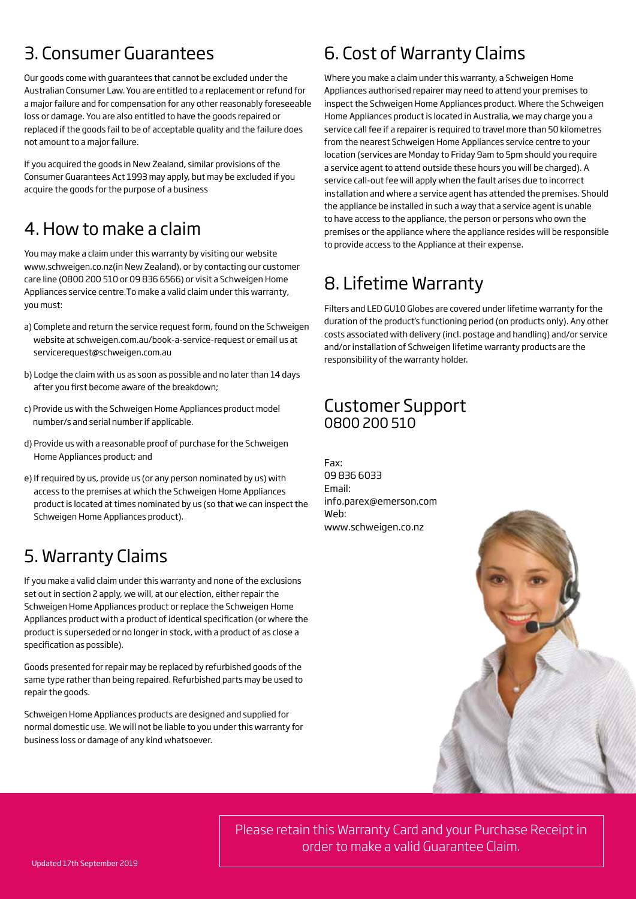## 3. Consumer Guarantees

Our goods come with guarantees that cannot be excluded under the Australian Consumer Law. You are entitled to a replacement or refund for a major failure and for compensation for any other reasonably foreseeable loss or damage. You are also entitled to have the goods repaired or replaced if the goods fail to be of acceptable quality and the failure does not amount to a major failure.

If you acquired the goods in New Zealand, similar provisions of the Consumer Guarantees Act 1993 may apply, but may be excluded if you acquire the goods for the purpose of a business

## 4. How to make a claim

You may make a claim under this warranty by visiting our website www.schweigen.co.nz(in New Zealand), or by contacting our customer care line (0800 200 510 or 09 836 6566) or visit a Schweigen Home Appliances service centre.To make a valid claim under this warranty, you must:

a) Complete and return the service request form, found on the Schweigen website at schweigen.com.au/book-a-service-request or email us at servicerequest@schweigen.com.au

b) Lodge the claim with us as soon as possible and no later than 14 days after you first become aware of the breakdown;

c) Provide us with the Schweigen Home Appliances product model number/s and serial number if applicable.

d) Provide us with a reasonable proof of purchase for the Schweigen Home Appliances product; and

e) If required by us, provide us (or any person nominated by us) with access to the premises at which the Schweigen Home Appliances product is located at times nominated by us (so that we can inspect the Schweigen Home Appliances product).

## 5. Warranty Claims

If you make a valid claim under this warranty and none of the exclusions set out in section 2 apply, we will, at our election, either repair the Schweigen Home Appliances product or replace the Schweigen Home Appliances product with a product of identical specification (or where the product is superseded or no longer in stock, with a product of as close a specification as possible).

Goods presented for repair may be replaced by refurbished goods of the same type rather than being repaired. Refurbished parts may be used to repair the goods.

Schweigen Home Appliances products are designed and supplied for normal domestic use. We will not be liable to you under this warranty for business loss or damage of any kind whatsoever.

## 6. Cost of Warranty Claims

Where you make a claim under this warranty, a Schweigen Home Appliances authorised repairer may need to attend your premises to inspect the Schweigen Home Appliances product. Where the Schweigen Home Appliances product is located in Australia, we may charge you a service call fee if a repairer is required to travel more than 50 kilometres from the nearest Schweigen Home Appliances service centre to your location (services are Monday to Friday 9am to 5pm should you require a service agent to attend outside these hours you will be charged). A service call-out fee will apply when the fault arises due to incorrect installation and where a service agent has attended the premises. Should the appliance be installed in such a way that a service agent is unable to have access to the appliance, the person or persons who own the premises or the appliance where the appliance resides will be responsible to provide access to the Appliance at their expense.

## 8. Lifetime Warranty

Filters and LED GU10 Globes are covered under lifetime warranty for the duration of the product's functioning period (on products only). Any other costs associated with delivery (incl. postage and handling) and/or service and/or installation of Schweigen lifetime warranty products are the responsibility of the warranty holder.

## Customer Support
0800 200 510

Fax:
09 836 6033
Email:
info.parex@emerson.com
Web:
www.schweigen.co.nz

Please retain this Warranty Card and your Purchase Receipt in order to make a valid Guarantee Claim.

Updated 17th September 2019